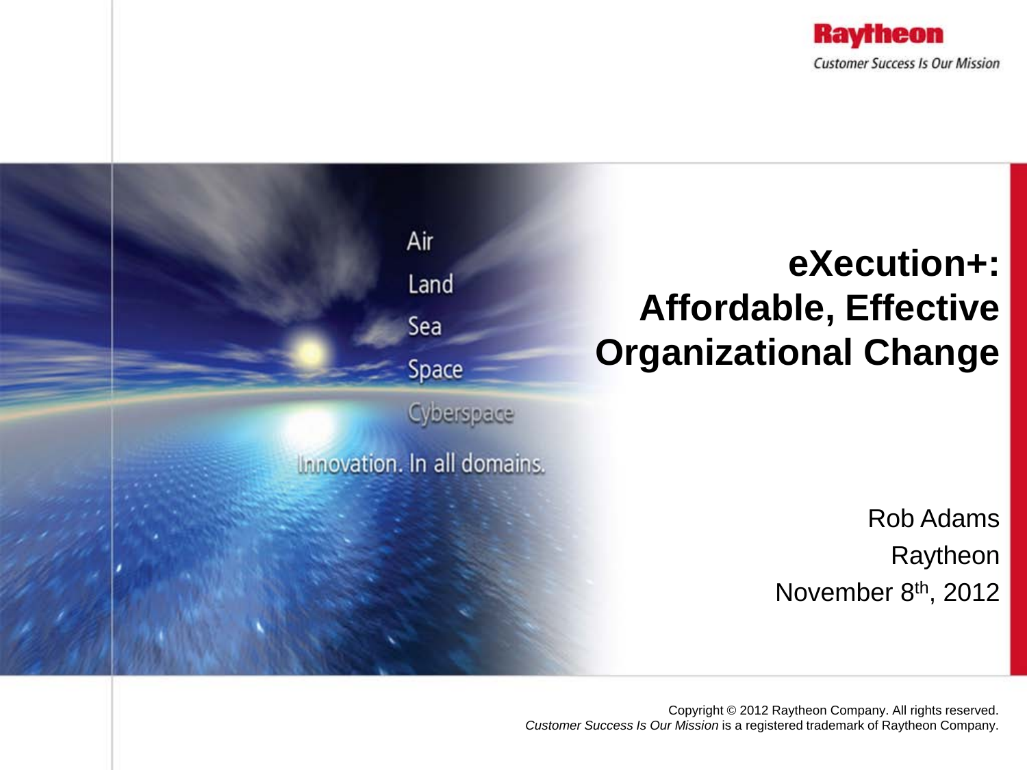Raytheon

*Customer Success Is Our Mission*

Air
Land
Sea
Space
Cyberspace

Innovation. In all domains.

# eXecution+: Affordable, Effective Organizational Change

Rob Adams

Raytheon

November 8th, 2012

Copyright © 2012 Raytheon Company. All rights reserved.
*Customer Success Is Our Mission* is a registered trademark of Raytheon Company.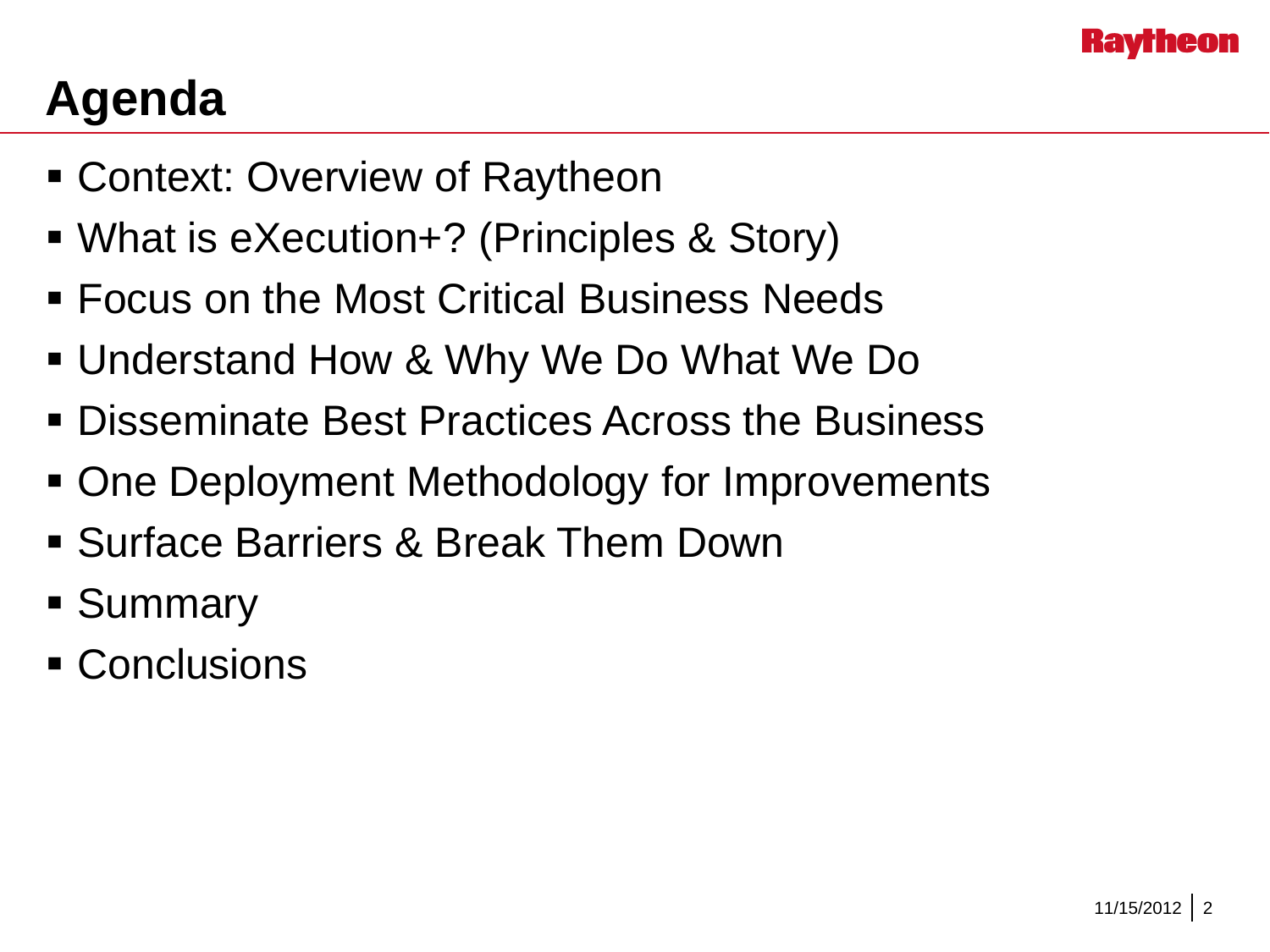# Agenda

- Context: Overview of Raytheon
- What is eXecution+? (Principles & Story)
- Focus on the Most Critical Business Needs
- Understand How & Why We Do What We Do
- Disseminate Best Practices Across the Business
- One Deployment Methodology for Improvements
- Surface Barriers & Break Them Down
- Summary
- Conclusions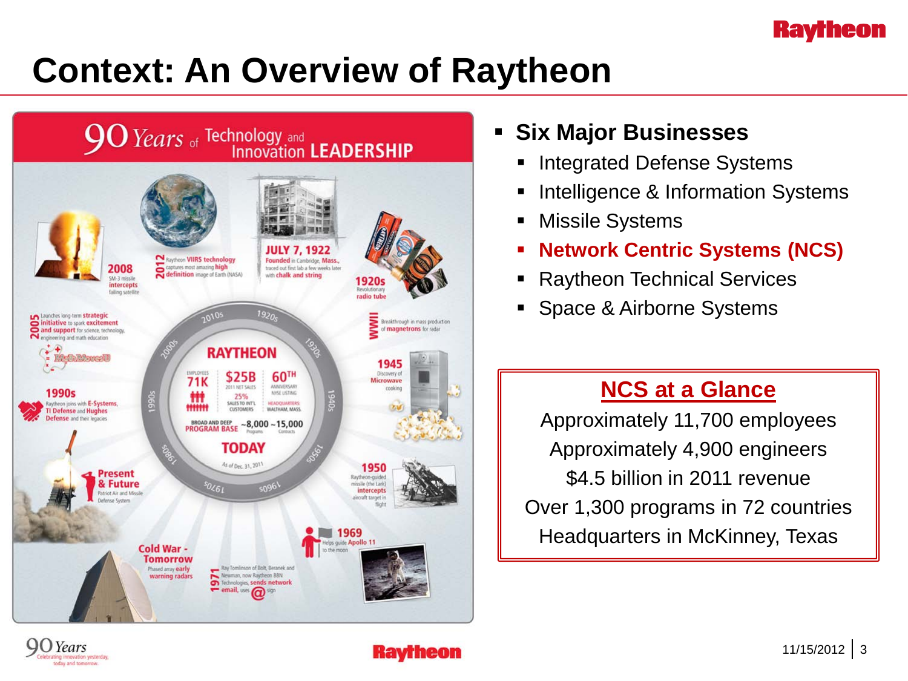# Context: An Overview of Raytheon

## 90 Years of Technology and Innovation LEADERSHIP

**RAYTHEON TODAY** (As of Dec. 31, 2011)

- 71K Employees
- $25B 2011 Net Sales
- 60th Anniversary NYSE Listing
- 25% Sales to Int'l Customers
- Headquarters: Waltham, Mass.
- Broad and Deep Program Base: ~8,000 Programs, ~15,000 Contracts

**JULY 7, 1922** Founded in Cambridge, Mass., traced out first lab a few weeks later with chalk and string

**1920s** Revolutionary radio tube

**WWII** Breakthrough in mass production of magnetrons for radar

**1945** Discovery of Microwave cooking

**1950** Raytheon-guided missile (the Lark) intercepts aircraft target in flight

**1969** Helps guide Apollo 11 to the moon

**1971** Ray Tomlinson of Bolt, Beranek and Newman, now Raytheon BBN Technologies, sends network email, uses @ sign

**Cold War - Tomorrow** Phased array early warning radars

**Present & Future** Patriot Air and Missile Defense System

**1990s** Raytheon joins with E-Systems, TI Defense and Hughes Defense and their legacies

**2005** Launches long-term strategic initiative to spark excitement and support for science, technology, engineering and math education — MathMovesU

**2008** SM-3 missile intercepts failing satellite

**2012** Raytheon VIIRS technology captures most amazing high definition image of Earth (NASA)

- **Six Major Businesses**
  - Integrated Defense Systems
  - Intelligence & Information Systems
  - Missile Systems
  - **Network Centric Systems (NCS)**
  - Raytheon Technical Services
  - Space & Airborne Systems

## NCS at a Glance

Approximately 11,700 employees
Approximately 4,900 engineers
$4.5 billion in 2011 revenue
Over 1,300 programs in 72 countries
Headquarters in McKinney, Texas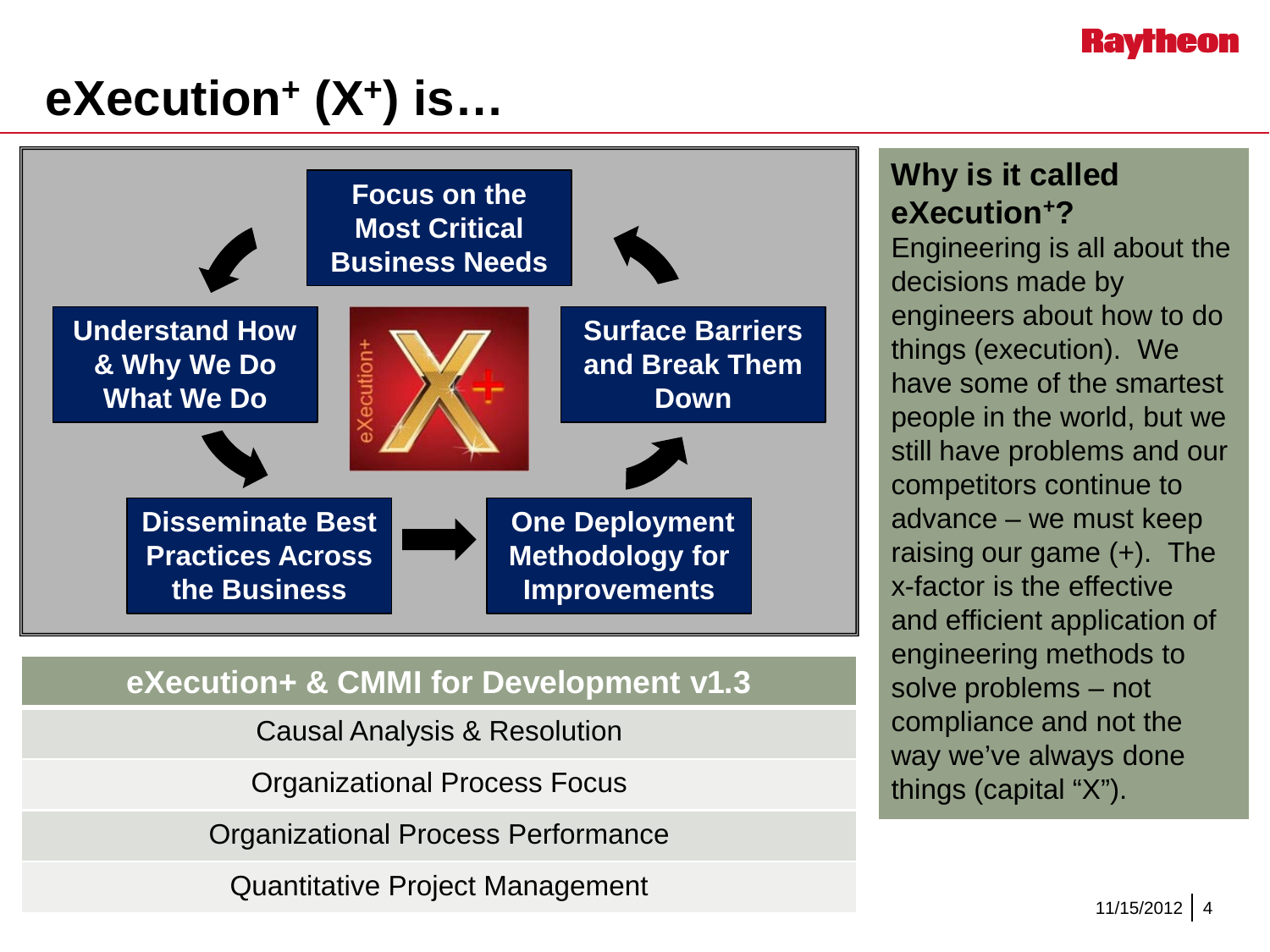# eXecution$^+$ (X$^+$) is…

- Focus on the Most Critical Business Needs
- Surface Barriers and Break Them Down
- One Deployment Methodology for Improvements
- Disseminate Best Practices Across the Business
- Understand How & Why We Do What We Do

| eXecution+ & CMMI for Development v1.3 |
| --- |
| Causal Analysis & Resolution |
| Organizational Process Focus |
| Organizational Process Performance |
| Quantitative Project Management |

**Why is it called eXecution$^+$?**

Engineering is all about the decisions made by engineers about how to do things (execution). We have some of the smartest people in the world, but we still have problems and our competitors continue to advance – we must keep raising our game (+). The x-factor is the effective and efficient application of engineering methods to solve problems – not compliance and not the way we've always done things (capital "X").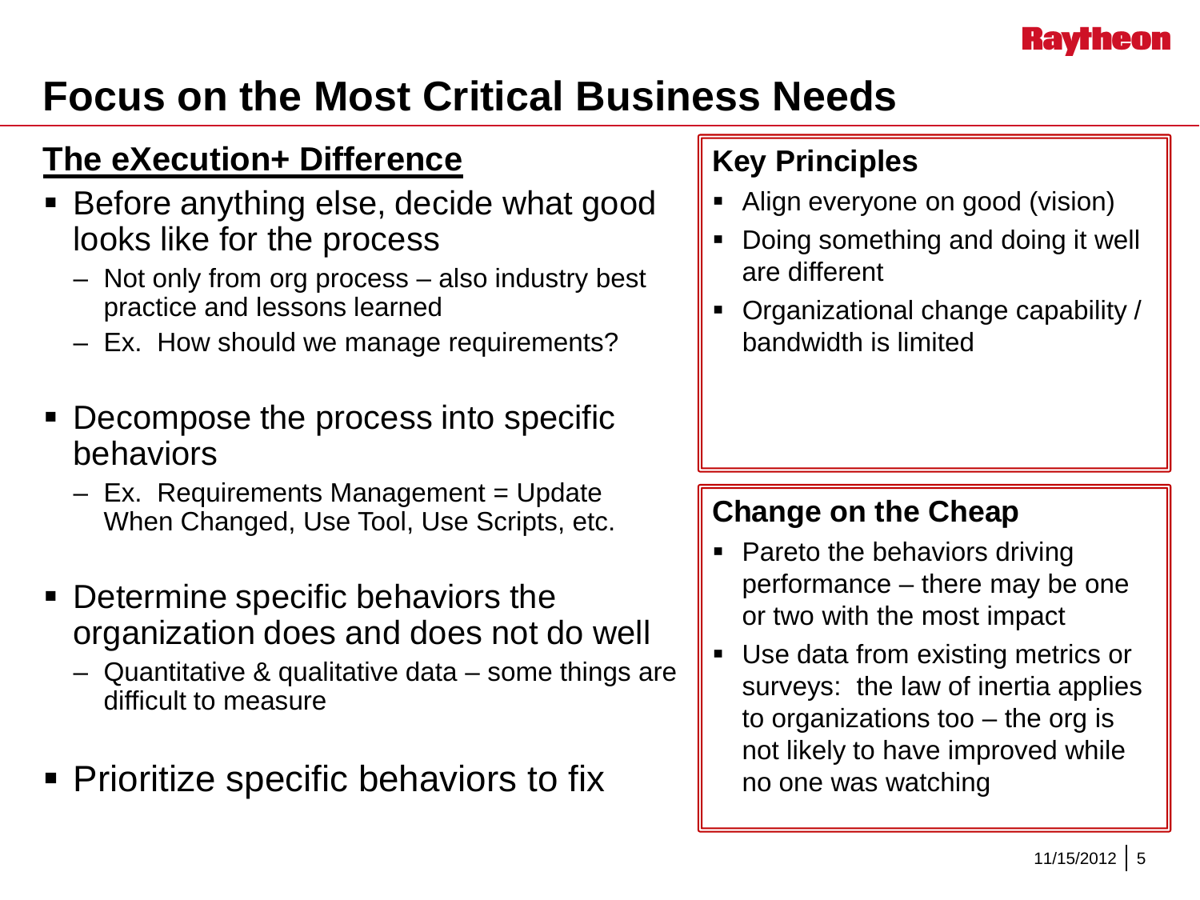# Focus on the Most Critical Business Needs

## The eXecution+ Difference

- Before anything else, decide what good looks like for the process
  - Not only from org process – also industry best practice and lessons learned
  - Ex. How should we manage requirements?
- Decompose the process into specific behaviors
  - Ex. Requirements Management = Update When Changed, Use Tool, Use Scripts, etc.
- Determine specific behaviors the organization does and does not do well
  - Quantitative & qualitative data – some things are difficult to measure
- Prioritize specific behaviors to fix

### Key Principles

- Align everyone on good (vision)
- Doing something and doing it well are different
- Organizational change capability / bandwidth is limited

### Change on the Cheap

- Pareto the behaviors driving performance – there may be one or two with the most impact
- Use data from existing metrics or surveys: the law of inertia applies to organizations too – the org is not likely to have improved while no one was watching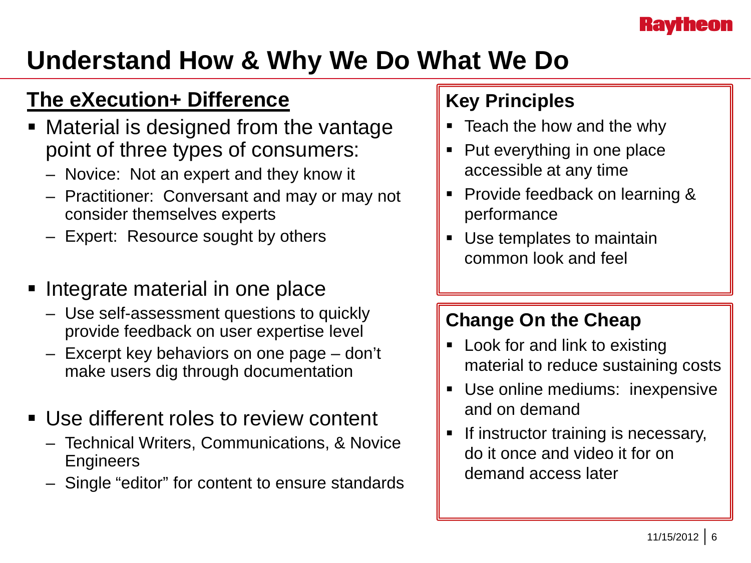# Understand How & Why We Do What We Do

## The eXecution+ Difference

- Material is designed from the vantage point of three types of consumers:
  - Novice: Not an expert and they know it
  - Practitioner: Conversant and may or may not consider themselves experts
  - Expert: Resource sought by others
- Integrate material in one place
  - Use self-assessment questions to quickly provide feedback on user expertise level
  - Excerpt key behaviors on one page – don't make users dig through documentation
- Use different roles to review content
  - Technical Writers, Communications, & Novice Engineers
  - Single "editor" for content to ensure standards

### Key Principles

- Teach the how and the why
- Put everything in one place accessible at any time
- Provide feedback on learning & performance
- Use templates to maintain common look and feel

### Change On the Cheap

- Look for and link to existing material to reduce sustaining costs
- Use online mediums: inexpensive and on demand
- If instructor training is necessary, do it once and video it for on demand access later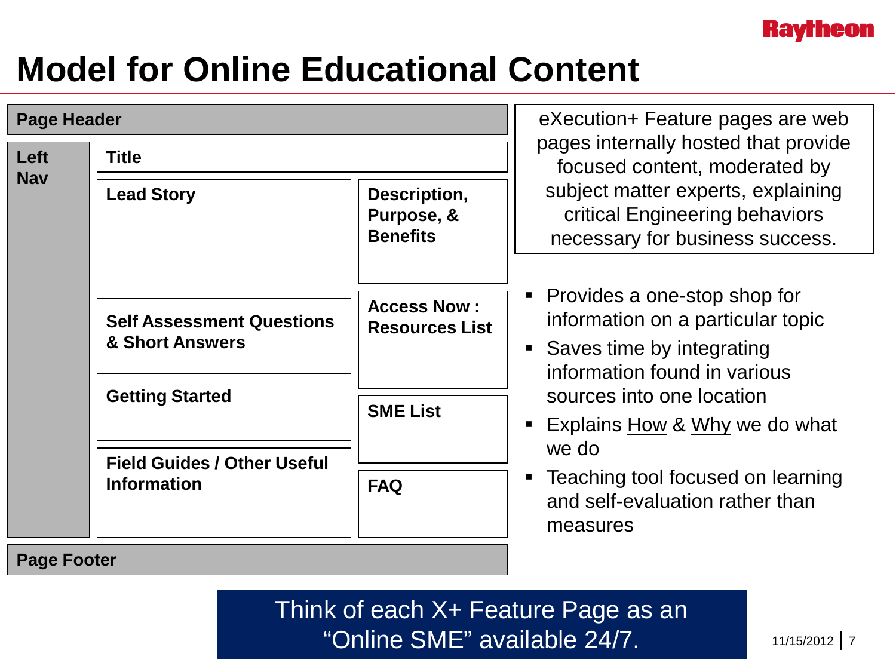# Model for Online Educational Content

**Page Header**

**Left Nav**

**Title**

**Lead Story**

**Description, Purpose, & Benefits**

**Self Assessment Questions & Short Answers**

**Access Now : Resources List**

**Getting Started**

**SME List**

**Field Guides / Other Useful Information**

**FAQ**

**Page Footer**

eXecution+ Feature pages are web pages internally hosted that provide focused content, moderated by subject matter experts, explaining critical Engineering behaviors necessary for business success.

- Provides a one-stop shop for information on a particular topic
- Saves time by integrating information found in various sources into one location
- Explains <u>How</u> & <u>Why</u> we do what we do
- Teaching tool focused on learning and self-evaluation rather than measures

Think of each X+ Feature Page as an "Online SME" available 24/7.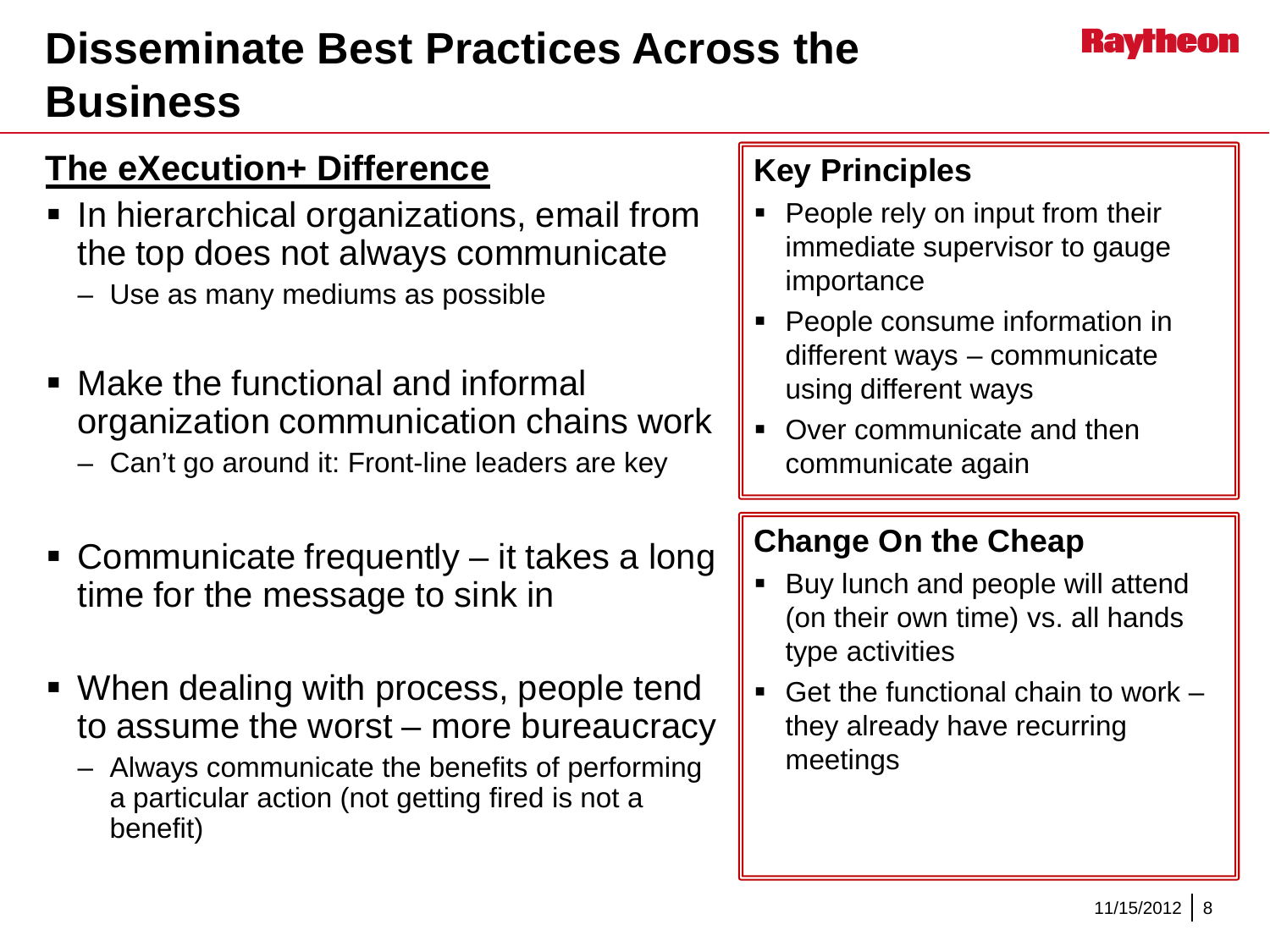# Disseminate Best Practices Across the Business

## The eXecution+ Difference

- In hierarchical organizations, email from the top does not always communicate
  - Use as many mediums as possible
- Make the functional and informal organization communication chains work
  - Can't go around it: Front-line leaders are key
- Communicate frequently – it takes a long time for the message to sink in
- When dealing with process, people tend to assume the worst – more bureaucracy
  - Always communicate the benefits of performing a particular action (not getting fired is not a benefit)

### Key Principles

- People rely on input from their immediate supervisor to gauge importance
- People consume information in different ways – communicate using different ways
- Over communicate and then communicate again

### Change On the Cheap

- Buy lunch and people will attend (on their own time) vs. all hands type activities
- Get the functional chain to work – they already have recurring meetings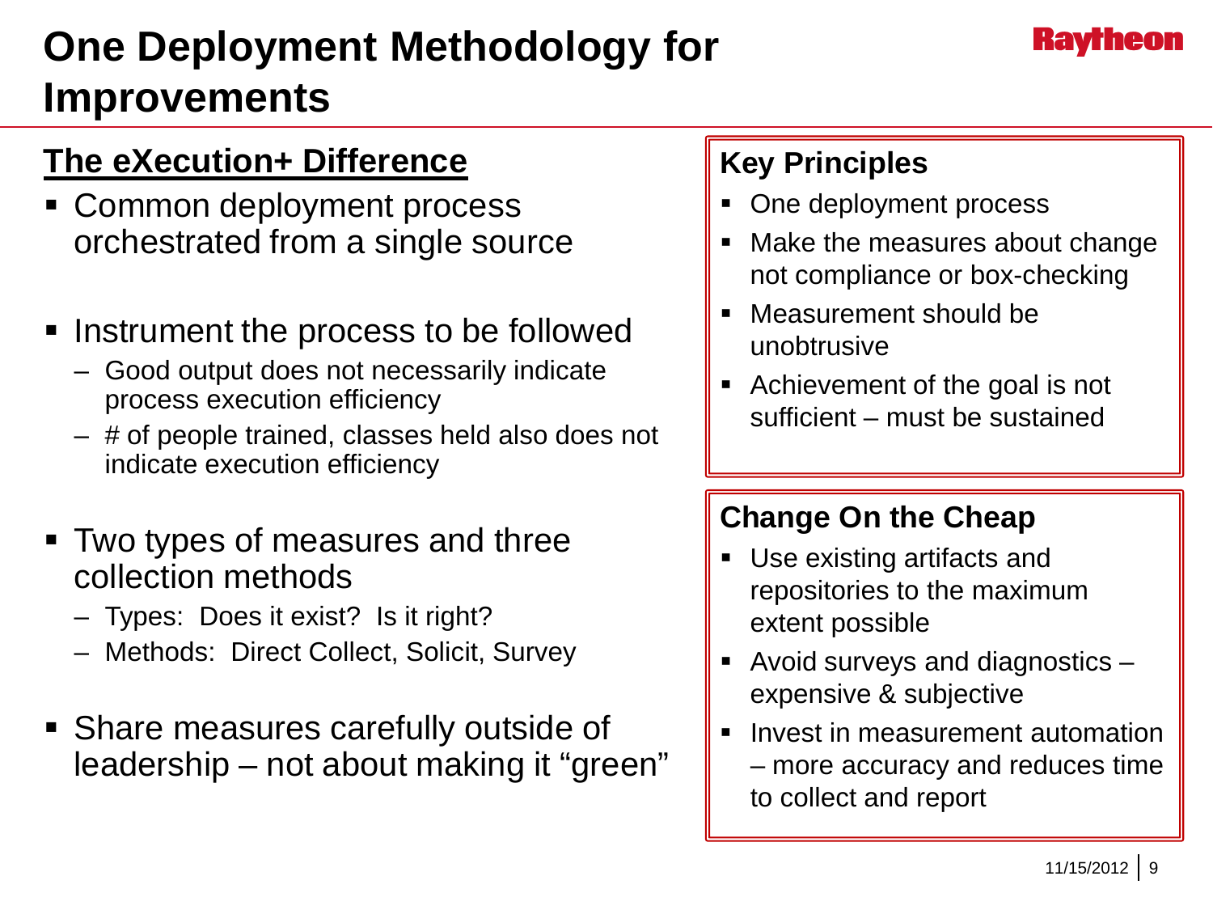# One Deployment Methodology for Improvements

## The eXecution+ Difference

- Common deployment process orchestrated from a single source
- Instrument the process to be followed
  - Good output does not necessarily indicate process execution efficiency
  - # of people trained, classes held also does not indicate execution efficiency
- Two types of measures and three collection methods
  - Types: Does it exist? Is it right?
  - Methods: Direct Collect, Solicit, Survey
- Share measures carefully outside of leadership – not about making it "green"

### Key Principles

- One deployment process
- Make the measures about change not compliance or box-checking
- Measurement should be unobtrusive
- Achievement of the goal is not sufficient – must be sustained

### Change On the Cheap

- Use existing artifacts and repositories to the maximum extent possible
- Avoid surveys and diagnostics – expensive & subjective
- Invest in measurement automation – more accuracy and reduces time to collect and report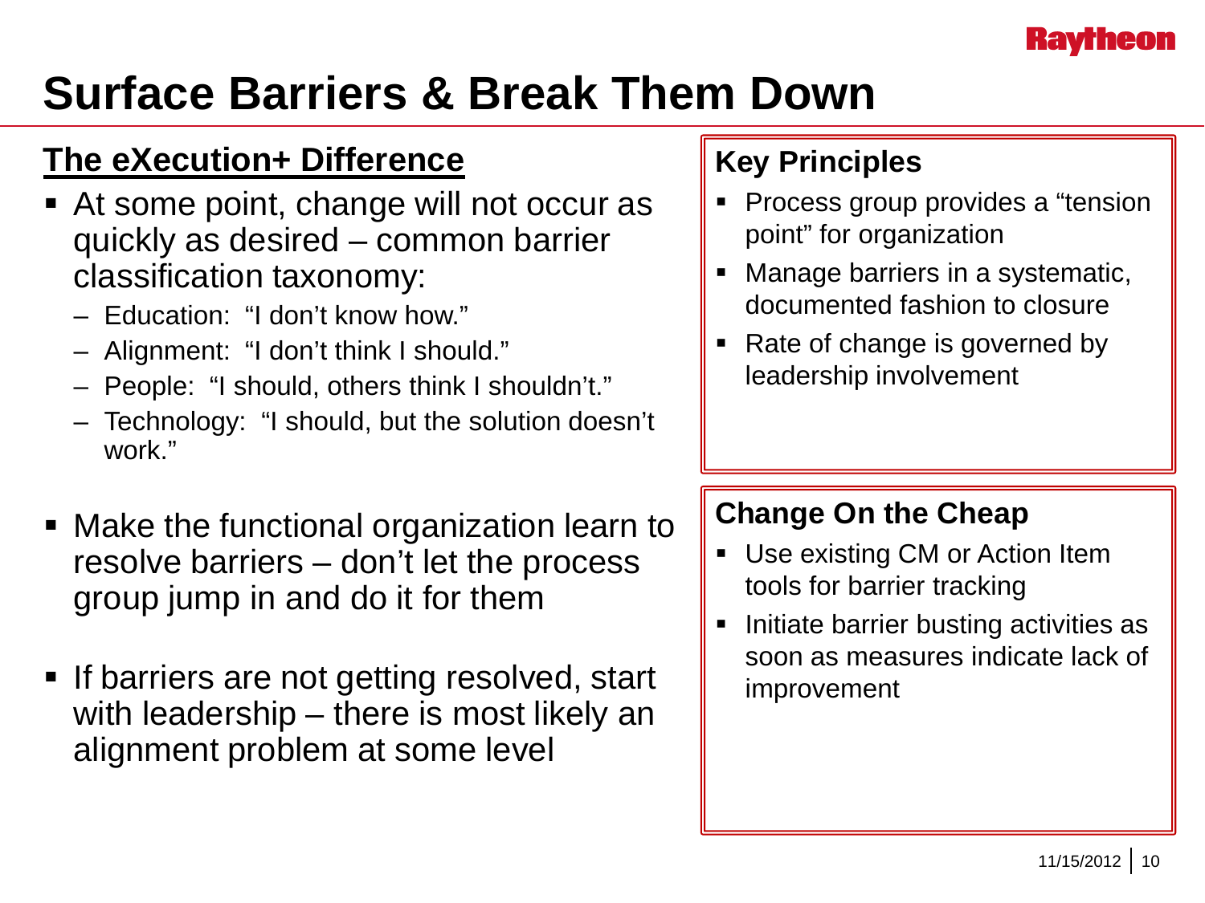# Surface Barriers & Break Them Down

## The eXecution+ Difference

- At some point, change will not occur as quickly as desired – common barrier classification taxonomy:
  - Education: "I don't know how."
  - Alignment: "I don't think I should."
  - People: "I should, others think I shouldn't."
  - Technology: "I should, but the solution doesn't work."
- Make the functional organization learn to resolve barriers – don't let the process group jump in and do it for them
- If barriers are not getting resolved, start with leadership – there is most likely an alignment problem at some level

### Key Principles

- Process group provides a "tension point" for organization
- Manage barriers in a systematic, documented fashion to closure
- Rate of change is governed by leadership involvement

### Change On the Cheap

- Use existing CM or Action Item tools for barrier tracking
- Initiate barrier busting activities as soon as measures indicate lack of improvement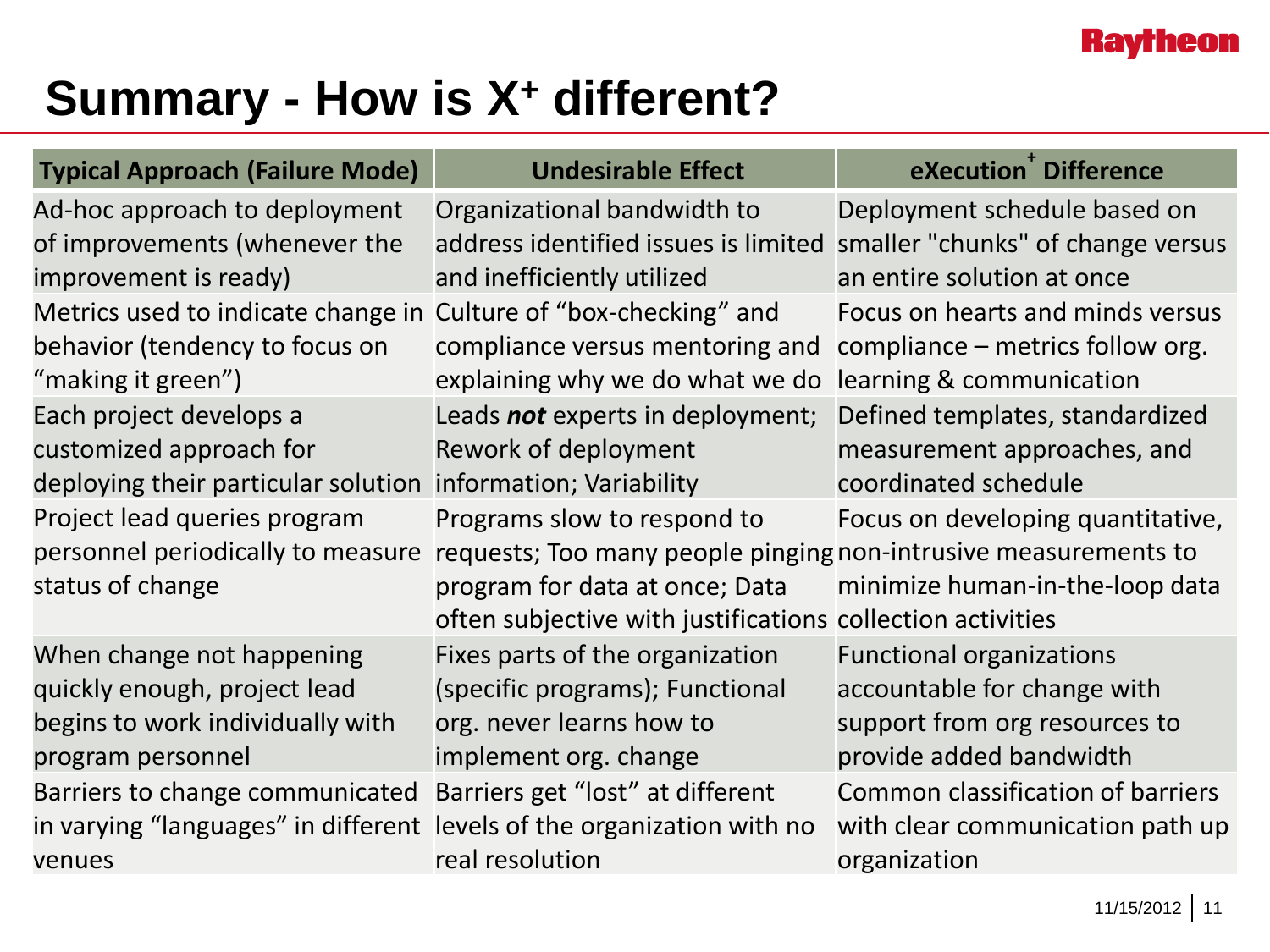# Summary - How is $X^+$ different?

| Typical Approach (Failure Mode) | Undesirable Effect | eXecution+ Difference |
|---|---|---|
| Ad-hoc approach to deployment of improvements (whenever the improvement is ready) | Organizational bandwidth to address identified issues is limited and inefficiently utilized | Deployment schedule based on smaller "chunks" of change versus an entire solution at once |
| Metrics used to indicate change in behavior (tendency to focus on "making it green") | Culture of "box-checking" and compliance versus mentoring and explaining why we do what we do | Focus on hearts and minds versus compliance – metrics follow org. learning & communication |
| Each project develops a customized approach for deploying their particular solution | Leads ***not*** experts in deployment; Rework of deployment information; Variability | Defined templates, standardized measurement approaches, and coordinated schedule |
| Project lead queries program personnel periodically to measure status of change | Programs slow to respond to requests; Too many people pinging program for data at once; Data often subjective with justifications | Focus on developing quantitative, non-intrusive measurements to minimize human-in-the-loop data collection activities |
| When change not happening quickly enough, project lead begins to work individually with program personnel | Fixes parts of the organization (specific programs); Functional org. never learns how to implement org. change | Functional organizations accountable for change with support from org resources to provide added bandwidth |
| Barriers to change communicated in varying "languages" in different venues | Barriers get "lost" at different levels of the organization with no real resolution | Common classification of barriers with clear communication path up organization |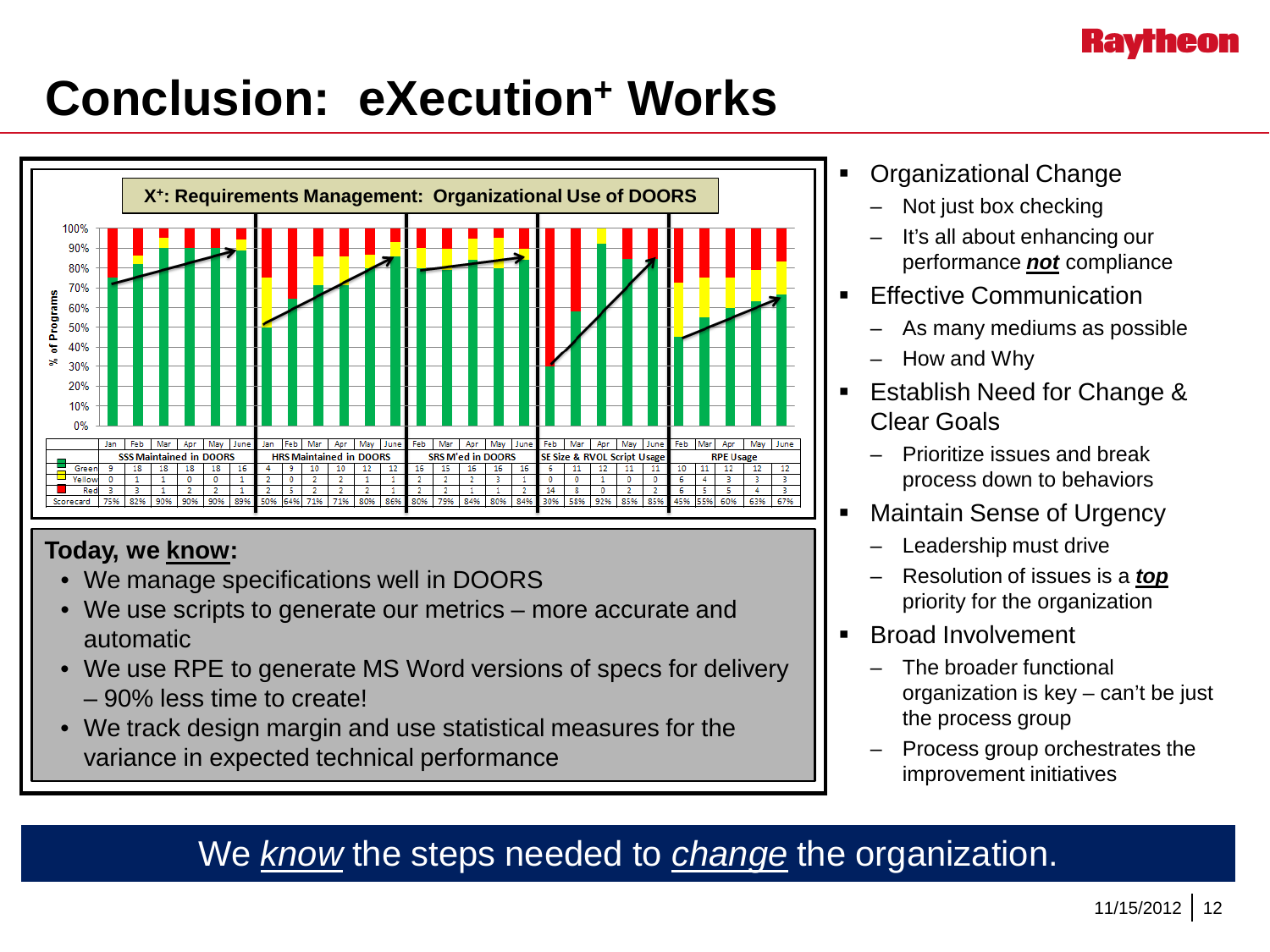# Conclusion: eXecution+ Works

**X+: Requirements Management: Organizational Use of DOORS**

| | Jan | Feb | Mar | Apr | May | June | Jan | Feb | Mar | Apr | May | June | Feb | Mar | Apr | May | June | Feb | Mar | Apr | May | June | Feb | Mar | Apr | May | June |
|---|---|---|---|---|---|---|---|---|---|---|---|---|---|---|---|---|---|---|---|---|---|---|---|---|---|---|---|
| | SSS Maintained in DOORS | | | | | | HRS Maintained in DOORS | | | | | | SRS M'ed in DOORS | | | | | SE Size & RVOL Script Usage | | | | | RPE Usage | | | | |
| Green | 9 | 18 | 18 | 18 | 18 | 16 | 4 | 9 | 10 | 10 | 12 | 12 | 16 | 15 | 16 | 16 | 16 | 6 | 11 | 12 | 11 | 11 | 10 | 11 | 12 | 12 | 12 |
| Yellow | 0 | 1 | 1 | 0 | 0 | 1 | 2 | 0 | 2 | 2 | 1 | 1 | 2 | 2 | 2 | 3 | 1 | 0 | 0 | 1 | 0 | 0 | 6 | 4 | 3 | 3 | 3 |
| Red | 3 | 3 | 1 | 2 | 2 | 1 | 2 | 5 | 2 | 2 | 2 | 1 | 2 | 2 | 1 | 1 | 2 | 14 | 8 | 0 | 2 | 2 | 6 | 5 | 5 | 4 | 3 |
| Scorecard | 75% | 82% | 90% | 90% | 90% | 89% | 50% | 64% | 71% | 71% | 80% | 86% | 80% | 79% | 84% | 80% | 84% | 30% | 58% | 92% | 85% | 85% | 45% | 55% | 60% | 63% | 67% |

**Today, we know:**

- We manage specifications well in DOORS
- We use scripts to generate our metrics – more accurate and automatic
- We use RPE to generate MS Word versions of specs for delivery – 90% less time to create!
- We track design margin and use statistical measures for the variance in expected technical performance

- Organizational Change
  - Not just box checking
  - It's all about enhancing our performance ***not*** compliance
- Effective Communication
  - As many mediums as possible
  - How and Why
- Establish Need for Change & Clear Goals
  - Prioritize issues and break process down to behaviors
- Maintain Sense of Urgency
  - Leadership must drive
  - Resolution of issues is a ***top*** priority for the organization
- Broad Involvement
  - The broader functional organization is key – can't be just the process group
  - Process group orchestrates the improvement initiatives

We *know* the steps needed to *change* the organization.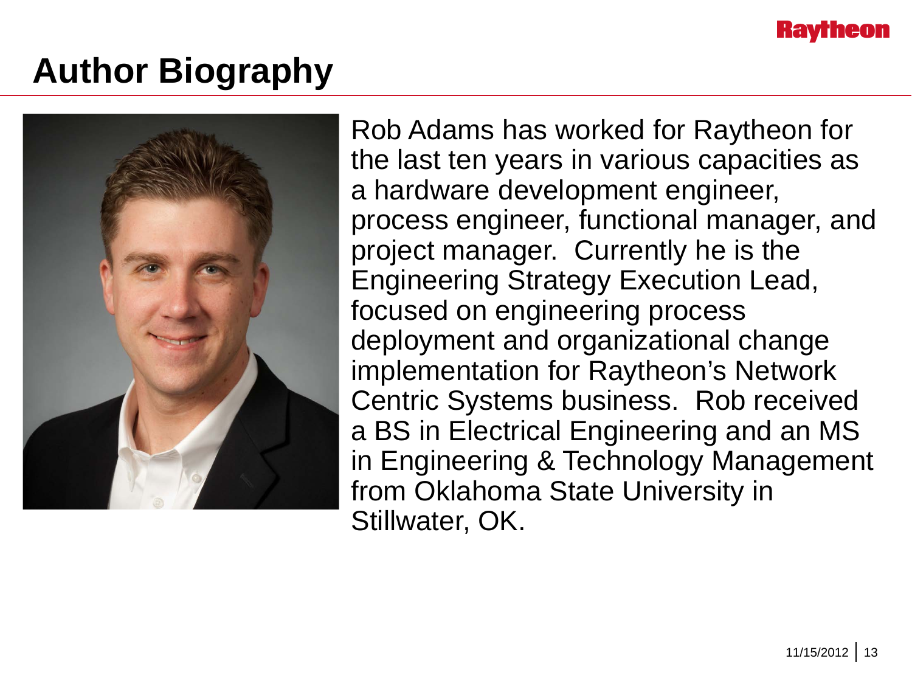# Author Biography

Rob Adams has worked for Raytheon for the last ten years in various capacities as a hardware development engineer, process engineer, functional manager, and project manager. Currently he is the Engineering Strategy Execution Lead, focused on engineering process deployment and organizational change implementation for Raytheon's Network Centric Systems business. Rob received a BS in Electrical Engineering and an MS in Engineering & Technology Management from Oklahoma State University in Stillwater, OK.